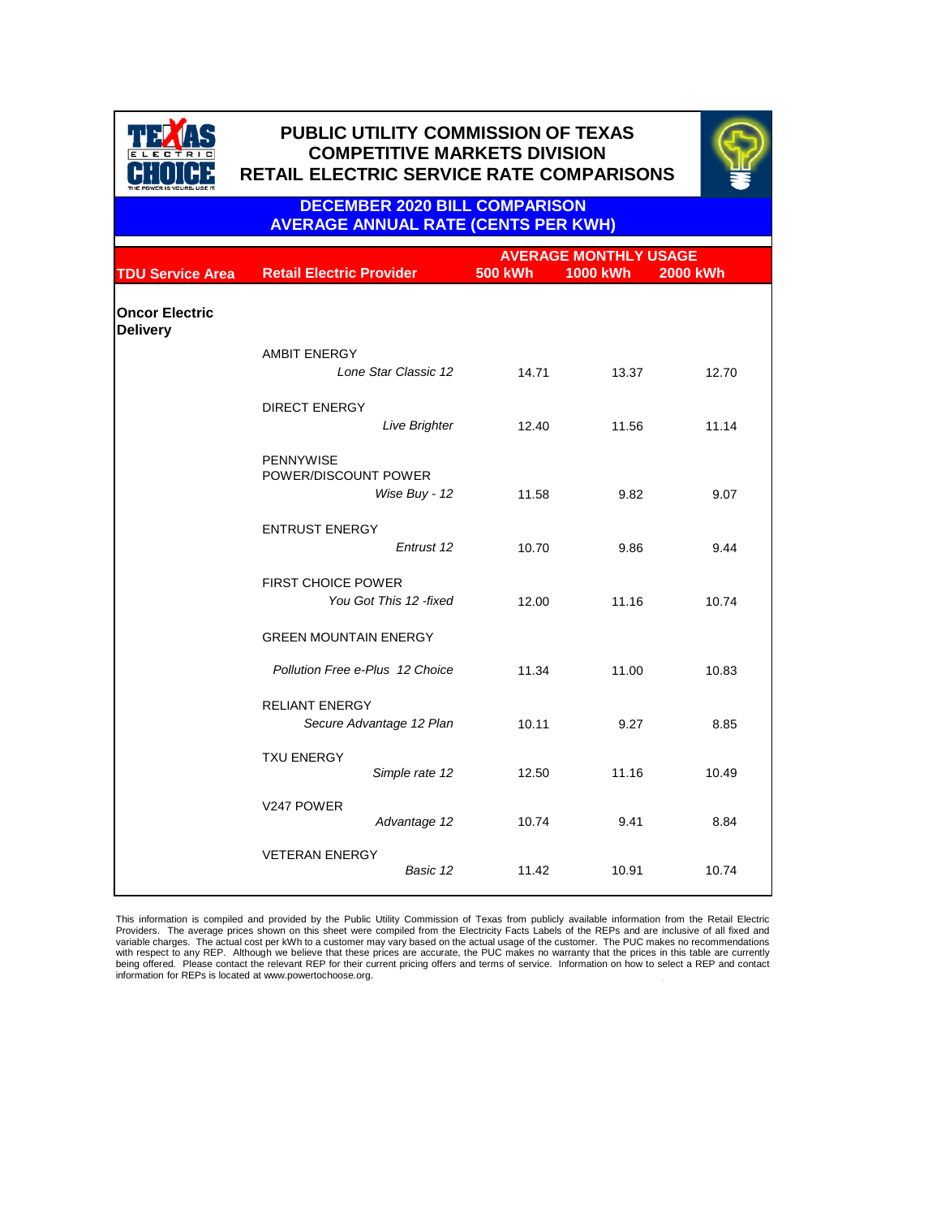# PUBLIC UTILITY COMMISSION OF TEXAS
## COMPETITIVE MARKETS DIVISION
## RETAIL ELECTRIC SERVICE RATE COMPARISONS

### DECEMBER 2020 BILL COMPARISON
### AVERAGE ANNUAL RATE (CENTS PER KWH)

| TDU Service Area | Retail Electric Provider | AVERAGE MONTHLY USAGE 500 kWh | 1000 kWh | 2000 kWh |
|---|---|---|---|---|
| **Oncor Electric Delivery** | | | | |
| | AMBIT ENERGY | | | |
| | *Lone Star Classic 12* | 14.71 | 13.37 | 12.70 |
| | DIRECT ENERGY | | | |
| | *Live Brighter* | 12.40 | 11.56 | 11.14 |
| | PENNYWISE POWER/DISCOUNT POWER | | | |
| | *Wise Buy - 12* | 11.58 | 9.82 | 9.07 |
| | ENTRUST ENERGY | | | |
| | *Entrust 12* | 10.70 | 9.86 | 9.44 |
| | FIRST CHOICE POWER | | | |
| | *You Got This 12 -fixed* | 12.00 | 11.16 | 10.74 |
| | GREEN MOUNTAIN ENERGY | | | |
| | *Pollution Free e-Plus 12 Choice* | 11.34 | 11.00 | 10.83 |
| | RELIANT ENERGY | | | |
| | *Secure Advantage 12 Plan* | 10.11 | 9.27 | 8.85 |
| | TXU ENERGY | | | |
| | *Simple rate 12* | 12.50 | 11.16 | 10.49 |
| | V247 POWER | | | |
| | *Advantage 12* | 10.74 | 9.41 | 8.84 |
| | VETERAN ENERGY | | | |
| | *Basic 12* | 11.42 | 10.91 | 10.74 |

This information is compiled and provided by the Public Utility Commission of Texas from publicly available information from the Retail Electric Providers. The average prices shown on this sheet were compiled from the Electricity Facts Labels of the REPs and are inclusive of all fixed and variable charges. The actual cost per kWh to a customer may vary based on the actual usage of the customer. The PUC makes no recommendations with respect to any REP. Although we believe that these prices are accurate, the PUC makes no warranty that the prices in this table are currently being offered. Please contact the relevant REP for their current pricing offers and terms of service. Information on how to select a REP and contact information for REPs is located at www.powertochoose.org.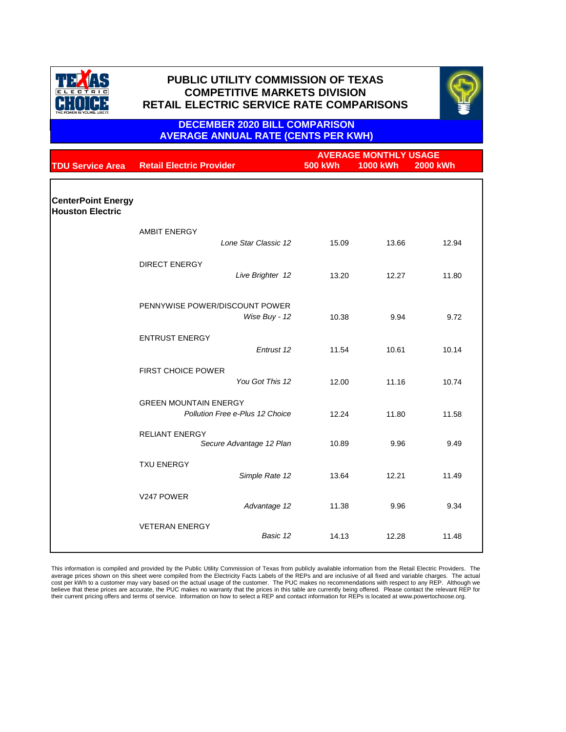# PUBLIC UTILITY COMMISSION OF TEXAS
## COMPETITIVE MARKETS DIVISION
## RETAIL ELECTRIC SERVICE RATE COMPARISONS

### DECEMBER 2020 BILL COMPARISON
### AVERAGE ANNUAL RATE (CENTS PER KWH)

| TDU Service Area | Retail Electric Provider | AVERAGE MONTHLY USAGE 500 kWh | 1000 kWh | 2000 kWh |
|---|---|---|---|---|
| **CenterPoint Energy Houston Electric** | | | | |
| | AMBIT ENERGY | | | |
| | *Lone Star Classic 12* | 15.09 | 13.66 | 12.94 |
| | DIRECT ENERGY | | | |
| | *Live Brighter 12* | 13.20 | 12.27 | 11.80 |
| | PENNYWISE POWER/DISCOUNT POWER | | | |
| | *Wise Buy - 12* | 10.38 | 9.94 | 9.72 |
| | ENTRUST ENERGY | | | |
| | *Entrust 12* | 11.54 | 10.61 | 10.14 |
| | FIRST CHOICE POWER | | | |
| | *You Got This 12* | 12.00 | 11.16 | 10.74 |
| | GREEN MOUNTAIN ENERGY | | | |
| | *Pollution Free e-Plus 12 Choice* | 12.24 | 11.80 | 11.58 |
| | RELIANT ENERGY | | | |
| | *Secure Advantage 12 Plan* | 10.89 | 9.96 | 9.49 |
| | TXU ENERGY | | | |
| | *Simple Rate 12* | 13.64 | 12.21 | 11.49 |
| | V247 POWER | | | |
| | *Advantage 12* | 11.38 | 9.96 | 9.34 |
| | VETERAN ENERGY | | | |
| | *Basic 12* | 14.13 | 12.28 | 11.48 |

This information is compiled and provided by the Public Utility Commission of Texas from publicly available information from the Retail Electric Providers. The average prices shown on this sheet were compiled from the Electricity Facts Labels of the REPs and are inclusive of all fixed and variable charges. The actual cost per kWh to a customer may vary based on the actual usage of the customer. The PUC makes no recommendations with respect to any REP. Although we believe that these prices are accurate, the PUC makes no warranty that the prices in this table are currently being offered. Please contact the relevant REP for their current pricing offers and terms of service. Information on how to select a REP and contact information for REPs is located at www.powertochoose.org.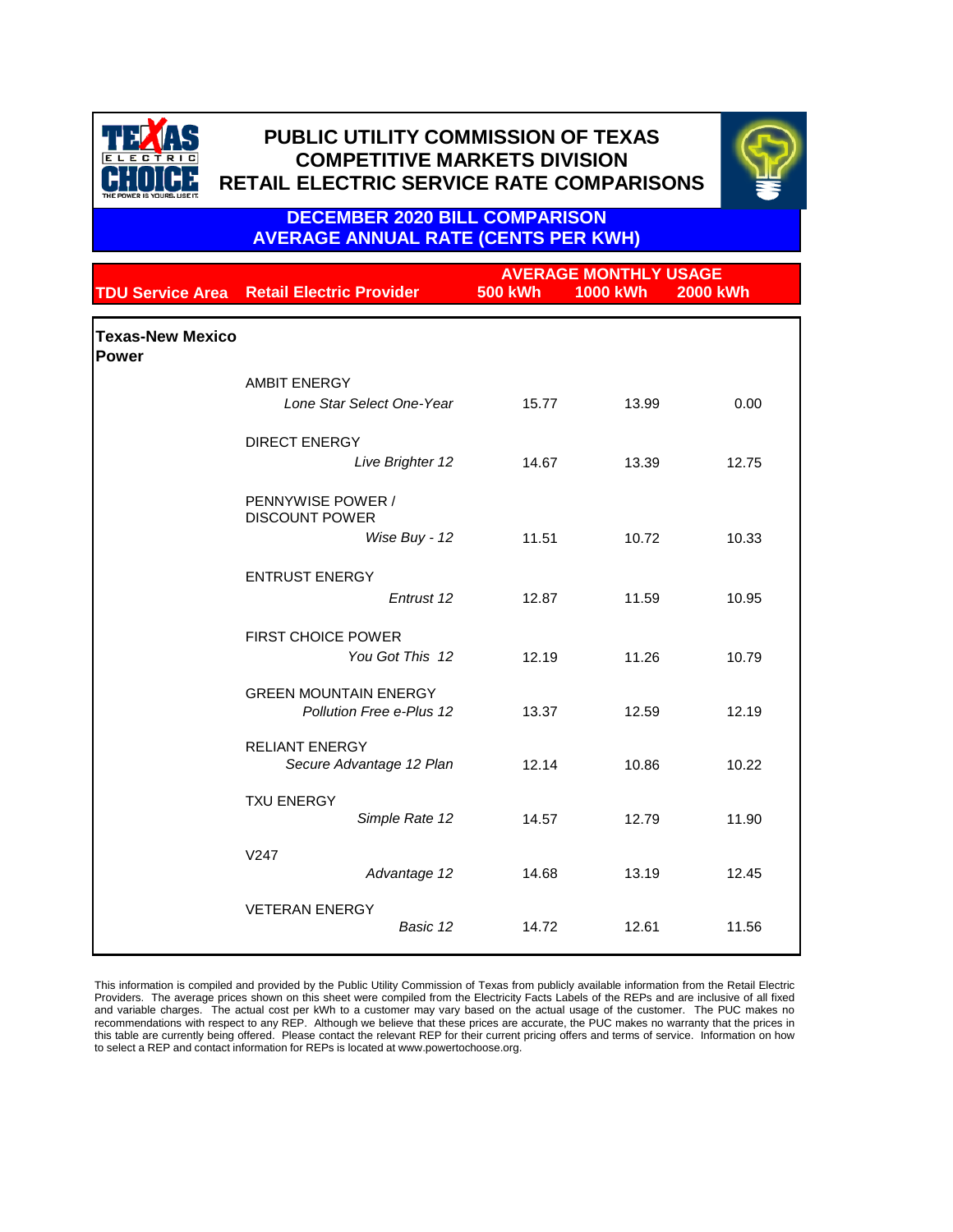# PUBLIC UTILITY COMMISSION OF TEXAS
## COMPETITIVE MARKETS DIVISION
## RETAIL ELECTRIC SERVICE RATE COMPARISONS

### DECEMBER 2020 BILL COMPARISON
### AVERAGE ANNUAL RATE (CENTS PER KWH)

| TDU Service Area | Retail Electric Provider | AVERAGE MONTHLY USAGE 500 kWh | 1000 kWh | 2000 kWh |
|---|---|---|---|---|
| **Texas-New Mexico Power** | | | | |
| | AMBIT ENERGY | | | |
| | *Lone Star Select One-Year* | 15.77 | 13.99 | 0.00 |
| | DIRECT ENERGY | | | |
| | *Live Brighter 12* | 14.67 | 13.39 | 12.75 |
| | PENNYWISE POWER / DISCOUNT POWER | | | |
| | *Wise Buy - 12* | 11.51 | 10.72 | 10.33 |
| | ENTRUST ENERGY | | | |
| | *Entrust 12* | 12.87 | 11.59 | 10.95 |
| | FIRST CHOICE POWER | | | |
| | *You Got This 12* | 12.19 | 11.26 | 10.79 |
| | GREEN MOUNTAIN ENERGY | | | |
| | *Pollution Free e-Plus 12* | 13.37 | 12.59 | 12.19 |
| | RELIANT ENERGY | | | |
| | *Secure Advantage 12 Plan* | 12.14 | 10.86 | 10.22 |
| | TXU ENERGY | | | |
| | *Simple Rate 12* | 14.57 | 12.79 | 11.90 |
| | V247 | | | |
| | *Advantage 12* | 14.68 | 13.19 | 12.45 |
| | VETERAN ENERGY | | | |
| | *Basic 12* | 14.72 | 12.61 | 11.56 |

This information is compiled and provided by the Public Utility Commission of Texas from publicly available information from the Retail Electric Providers. The average prices shown on this sheet were compiled from the Electricity Facts Labels of the REPs and are inclusive of all fixed and variable charges. The actual cost per kWh to a customer may vary based on the actual usage of the customer. The PUC makes no recommendations with respect to any REP. Although we believe that these prices are accurate, the PUC makes no warranty that the prices in this table are currently being offered. Please contact the relevant REP for their current pricing offers and terms of service. Information on how to select a REP and contact information for REPs is located at www.powertochoose.org.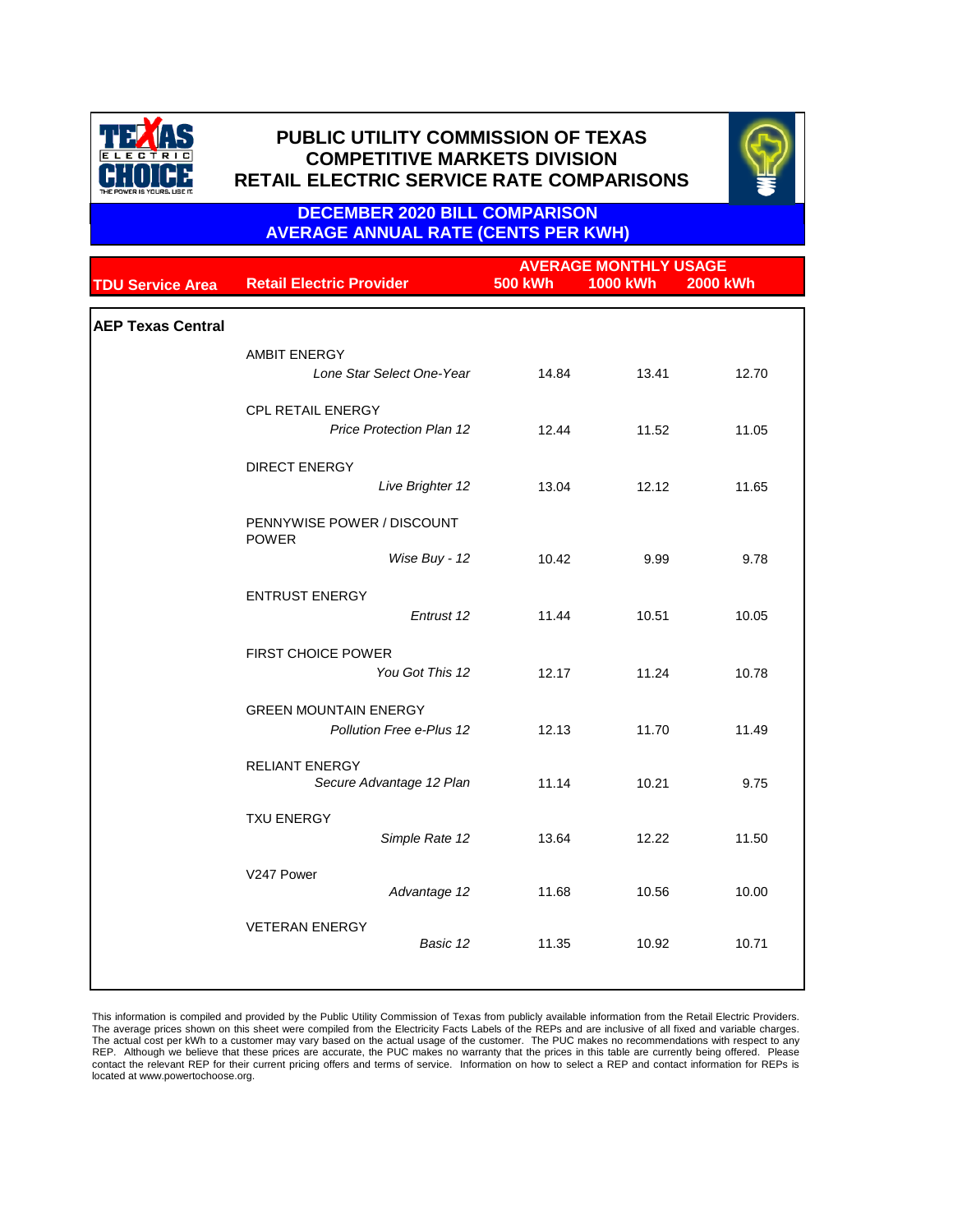# PUBLIC UTILITY COMMISSION OF TEXAS
# COMPETITIVE MARKETS DIVISION
# RETAIL ELECTRIC SERVICE RATE COMPARISONS

## DECEMBER 2020 BILL COMPARISON
## AVERAGE ANNUAL RATE (CENTS PER KWH)

| TDU Service Area | Retail Electric Provider | AVERAGE MONTHLY USAGE 500 kWh | 1000 kWh | 2000 kWh |
|---|---|---|---|---|
| **AEP Texas Central** | | | | |
| | AMBIT ENERGY *Lone Star Select One-Year* | 14.84 | 13.41 | 12.70 |
| | CPL RETAIL ENERGY *Price Protection Plan 12* | 12.44 | 11.52 | 11.05 |
| | DIRECT ENERGY *Live Brighter 12* | 13.04 | 12.12 | 11.65 |
| | PENNYWISE POWER / DISCOUNT POWER *Wise Buy - 12* | 10.42 | 9.99 | 9.78 |
| | ENTRUST ENERGY *Entrust 12* | 11.44 | 10.51 | 10.05 |
| | FIRST CHOICE POWER *You Got This 12* | 12.17 | 11.24 | 10.78 |
| | GREEN MOUNTAIN ENERGY *Pollution Free e-Plus 12* | 12.13 | 11.70 | 11.49 |
| | RELIANT ENERGY *Secure Advantage 12 Plan* | 11.14 | 10.21 | 9.75 |
| | TXU ENERGY *Simple Rate 12* | 13.64 | 12.22 | 11.50 |
| | V247 Power *Advantage 12* | 11.68 | 10.56 | 10.00 |
| | VETERAN ENERGY *Basic 12* | 11.35 | 10.92 | 10.71 |

This information is compiled and provided by the Public Utility Commission of Texas from publicly available information from the Retail Electric Providers. The average prices shown on this sheet were compiled from the Electricity Facts Labels of the REPs and are inclusive of all fixed and variable charges. The actual cost per kWh to a customer may vary based on the actual usage of the customer. The PUC makes no recommendations with respect to any REP. Although we believe that these prices are accurate, the PUC makes no warranty that the prices in this table are currently being offered. Please contact the relevant REP for their current pricing offers and terms of service. Information on how to select a REP and contact information for REPs is located at www.powertochoose.org.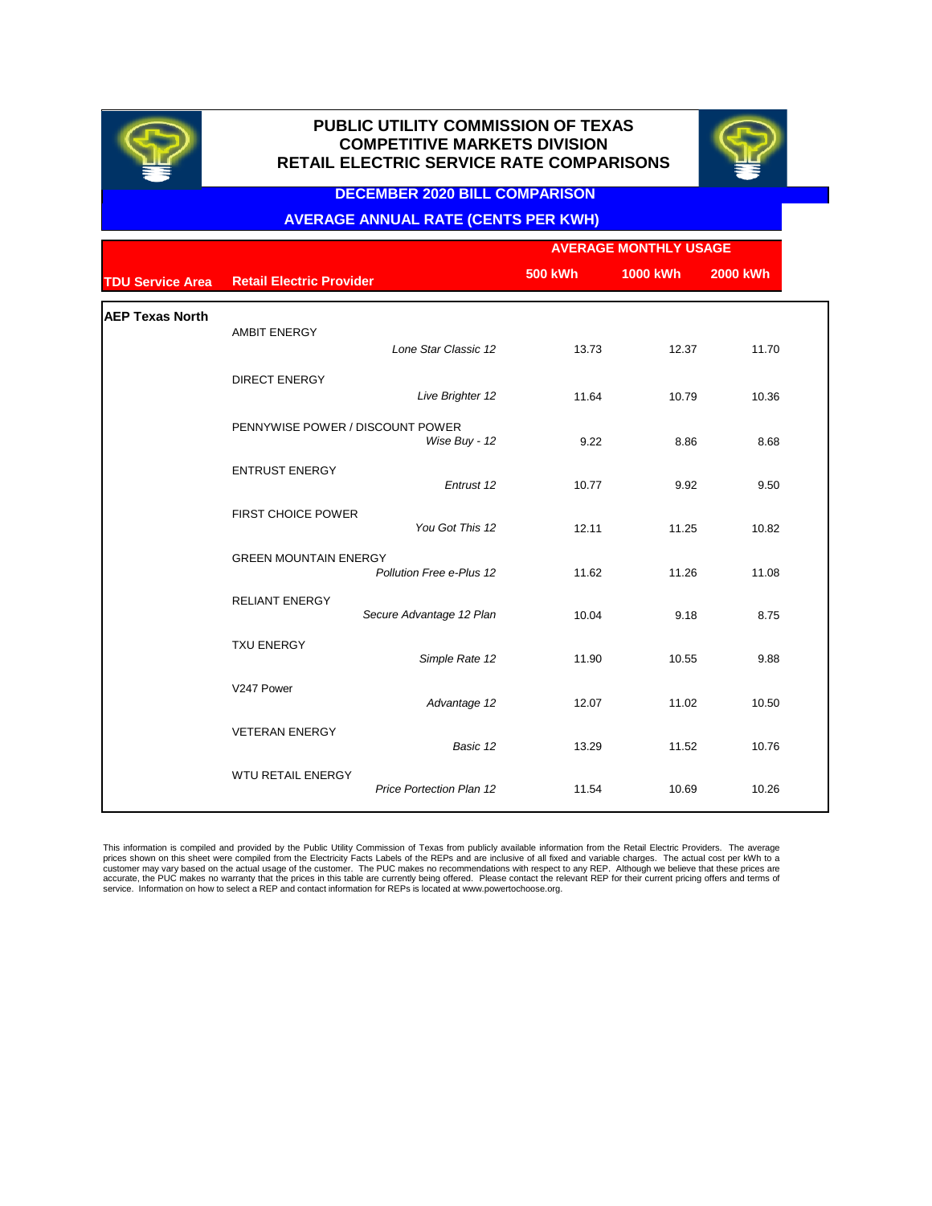# PUBLIC UTILITY COMMISSION OF TEXAS
## COMPETITIVE MARKETS DIVISION
## RETAIL ELECTRIC SERVICE RATE COMPARISONS

**DECEMBER 2020 BILL COMPARISON**

**AVERAGE ANNUAL RATE (CENTS PER KWH)**

| TDU Service Area | Retail Electric Provider | | AVERAGE MONTHLY USAGE 500 kWh | 1000 kWh | 2000 kWh |
|---|---|---|---|---|---|
| **AEP Texas North** | | | | | |
| | AMBIT ENERGY | *Lone Star Classic 12* | 13.73 | 12.37 | 11.70 |
| | DIRECT ENERGY | *Live Brighter 12* | 11.64 | 10.79 | 10.36 |
| | PENNYWISE POWER / DISCOUNT POWER | *Wise Buy - 12* | 9.22 | 8.86 | 8.68 |
| | ENTRUST ENERGY | *Entrust 12* | 10.77 | 9.92 | 9.50 |
| | FIRST CHOICE POWER | *You Got This 12* | 12.11 | 11.25 | 10.82 |
| | GREEN MOUNTAIN ENERGY | *Pollution Free e-Plus 12* | 11.62 | 11.26 | 11.08 |
| | RELIANT ENERGY | *Secure Advantage 12 Plan* | 10.04 | 9.18 | 8.75 |
| | TXU ENERGY | *Simple Rate 12* | 11.90 | 10.55 | 9.88 |
| | V247 Power | *Advantage 12* | 12.07 | 11.02 | 10.50 |
| | VETERAN ENERGY | *Basic 12* | 13.29 | 11.52 | 10.76 |
| | WTU RETAIL ENERGY | *Price Portection Plan 12* | 11.54 | 10.69 | 10.26 |

This information is compiled and provided by the Public Utility Commission of Texas from publicly available information from the Retail Electric Providers. The average prices shown on this sheet were compiled from the Electricity Facts Labels of the REPs and are inclusive of all fixed and variable charges. The actual cost per kWh to a customer may vary based on the actual usage of the customer. The PUC makes no recommendations with respect to any REP. Although we believe that these prices are accurate, the PUC makes no warranty that the prices in this table are currently being offered. Please contact the relevant REP for their current pricing offers and terms of service. Information on how to select a REP and contact information for REPs is located at www.powertochoose.org.